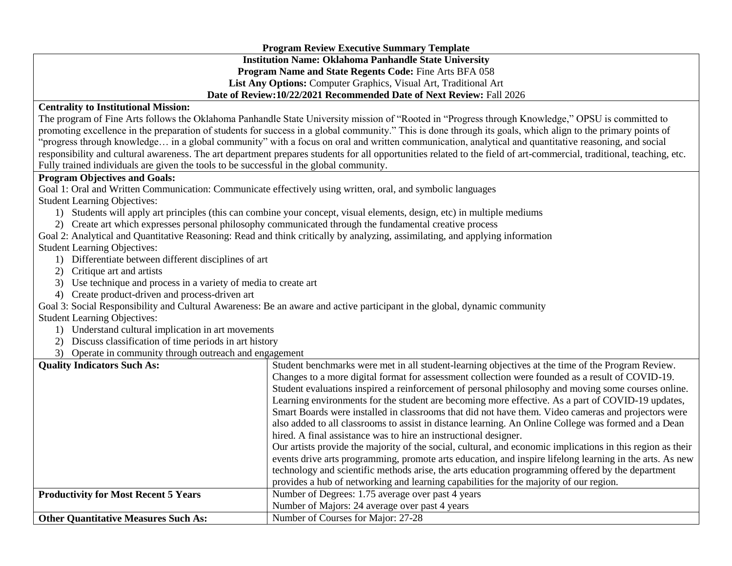**Program Review Executive Summary Template**

**Institution Name: Oklahoma Panhandle State University**

**Program Name and State Regents Code:** Fine Arts BFA 058

**List Any Options:** Computer Graphics, Visual Art, Traditional Art

**Date of Review:10/22/2021 Recommended Date of Next Review:** Fall 2026

**Centrality to Institutional Mission:**

The program of Fine Arts follows the Oklahoma Panhandle State University mission of "Rooted in "Progress through Knowledge," OPSU is committed to promoting excellence in the preparation of students for success in a global community." This is done through its goals, which align to the primary points of "progress through knowledge… in a global community" with a focus on oral and written communication, analytical and quantitative reasoning, and social responsibility and cultural awareness. The art department prepares students for all opportunities related to the field of art-commercial, traditional, teaching, etc. Fully trained individuals are given the tools to be successful in the global community.

**Program Objectives and Goals:**

Goal 1: Oral and Written Communication: Communicate effectively using written, oral, and symbolic languages

Student Learning Objectives:

1) Students will apply art principles (this can combine your concept, visual elements, design, etc) in multiple mediums
2) Create art which expresses personal philosophy communicated through the fundamental creative process

Goal 2: Analytical and Quantitative Reasoning: Read and think critically by analyzing, assimilating, and applying information

Student Learning Objectives:

1) Differentiate between different disciplines of art
2) Critique art and artists
3) Use technique and process in a variety of media to create art
4) Create product-driven and process-driven art

Goal 3: Social Responsibility and Cultural Awareness: Be an aware and active participant in the global, dynamic community

Student Learning Objectives:

1) Understand cultural implication in art movements
2) Discuss classification of time periods in art history
3) Operate in community through outreach and engagement

| | |
|---|---|
| **Quality Indicators Such As:** | Student benchmarks were met in all student-learning objectives at the time of the Program Review. Changes to a more digital format for assessment collection were founded as a result of COVID-19. Student evaluations inspired a reinforcement of personal philosophy and moving some courses online. Learning environments for the student are becoming more effective. As a part of COVID-19 updates, Smart Boards were installed in classrooms that did not have them. Video cameras and projectors were also added to all classrooms to assist in distance learning. An Online College was formed and a Dean hired. A final assistance was to hire an instructional designer.<br>Our artists provide the majority of the social, cultural, and economic implications in this region as their events drive arts programming, promote arts education, and inspire lifelong learning in the arts. As new technology and scientific methods arise, the arts education programming offered by the department provides a hub of networking and learning capabilities for the majority of our region. |
| **Productivity for Most Recent 5 Years** | Number of Degrees: 1.75 average over past 4 years<br>Number of Majors: 24 average over past 4 years |
| **Other Quantitative Measures Such As:** | Number of Courses for Major: 27-28 |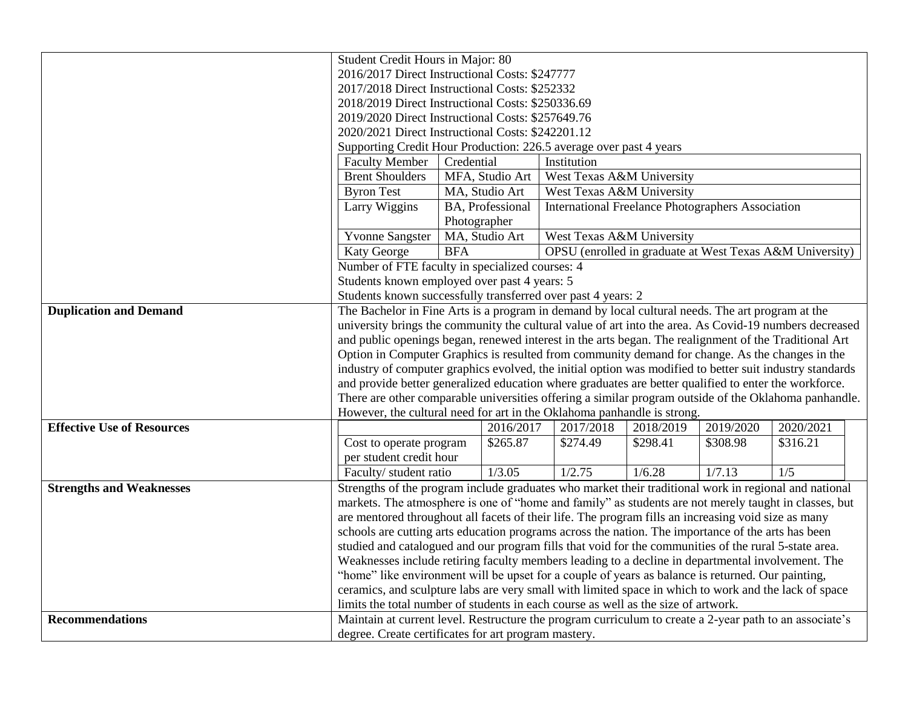| | |
|---|---|
| | Student Credit Hours in Major: 80<br>2016/2017 Direct Instructional Costs: $247777<br>2017/2018 Direct Instructional Costs: $252332<br>2018/2019 Direct Instructional Costs: $250336.69<br>2019/2020 Direct Instructional Costs: $257649.76<br>2020/2021 Direct Instructional Costs: $242201.12<br>Supporting Credit Hour Production: 226.5 average over past 4 years |

| Faculty Member | Credential | Institution |
|---|---|---|
| Brent Shoulders | MFA, Studio Art | West Texas A&M University |
| Byron Test | MA, Studio Art | West Texas A&M University |
| Larry Wiggins | BA, Professional Photographer | International Freelance Photographers Association |
| Yvonne Sangster | MA, Studio Art | West Texas A&M University |
| Katy George | BFA | OPSU (enrolled in graduate at West Texas A&M University) |

Number of FTE faculty in specialized courses: 4
Students known employed over past 4 years: 5
Students known successfully transferred over past 4 years: 2

| | |
|---|---|
| **Duplication and Demand** | The Bachelor in Fine Arts is a program in demand by local cultural needs. The art program at the university brings the community the cultural value of art into the area. As Covid-19 numbers decreased and public openings began, renewed interest in the arts began. The realignment of the Traditional Art Option in Computer Graphics is resulted from community demand for change. As the changes in the industry of computer graphics evolved, the initial option was modified to better suit industry standards and provide better generalized education where graduates are better qualified to enter the workforce. There are other comparable universities offering a similar program outside of the Oklahoma panhandle. However, the cultural need for art in the Oklahoma panhandle is strong. |

**Effective Use of Resources**

| | 2016/2017 | 2017/2018 | 2018/2019 | 2019/2020 | 2020/2021 |
|---|---|---|---|---|---|
| Cost to operate program per student credit hour | $265.87 | $274.49 | $298.41 | $308.98 | $316.21 |
| Faculty/ student ratio | 1/3.05 | 1/2.75 | 1/6.28 | 1/7.13 | 1/5 |

| | |
|---|---|
| **Strengths and Weaknesses** | Strengths of the program include graduates who market their traditional work in regional and national markets. The atmosphere is one of "home and family" as students are not merely taught in classes, but are mentored throughout all facets of their life. The program fills an increasing void size as many schools are cutting arts education programs across the nation. The importance of the arts has been studied and catalogued and our program fills that void for the communities of the rural 5-state area. Weaknesses include retiring faculty members leading to a decline in departmental involvement. The "home" like environment will be upset for a couple of years as balance is returned. Our painting, ceramics, and sculpture labs are very small with limited space in which to work and the lack of space limits the total number of students in each course as well as the size of artwork. |
| **Recommendations** | Maintain at current level. Restructure the program curriculum to create a 2-year path to an associate's degree. Create certificates for art program mastery. |